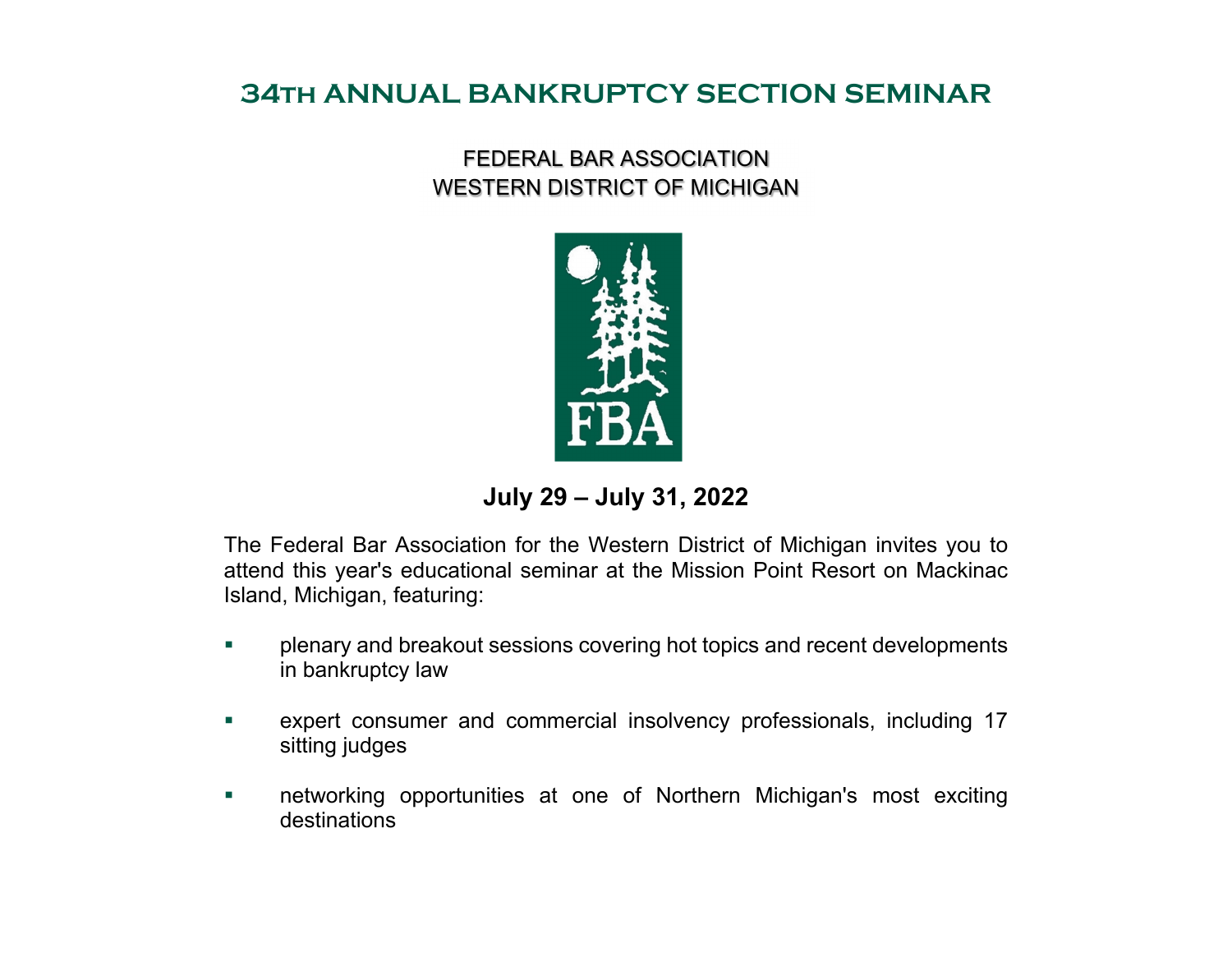# 34th ANNUAL BANKRUPTCY SECTION SEMINAR

FEDERAL BAR ASSOCIATION
WESTERN DISTRICT OF MICHIGAN

FBA

**July 29 – July 31, 2022**

The Federal Bar Association for the Western District of Michigan invites you to attend this year's educational seminar at the Mission Point Resort on Mackinac Island, Michigan, featuring:

- plenary and breakout sessions covering hot topics and recent developments in bankruptcy law
- expert consumer and commercial insolvency professionals, including 17 sitting judges
- networking opportunities at one of Northern Michigan's most exciting destinations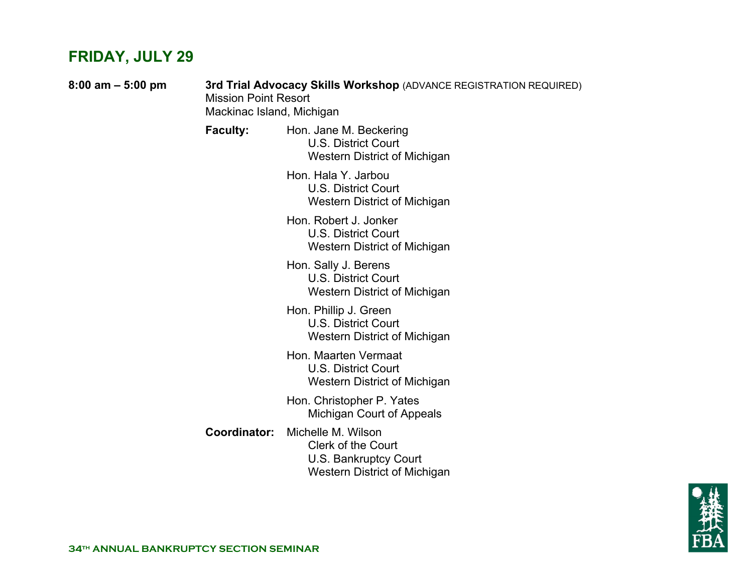## FRIDAY, JULY 29

**8:00 am – 5:00 pm**

**3rd Trial Advocacy Skills Workshop** (ADVANCE REGISTRATION REQUIRED)
Mission Point Resort
Mackinac Island, Michigan

**Faculty:**

Hon. Jane M. Beckering
U.S. District Court
Western District of Michigan

Hon. Hala Y. Jarbou
U.S. District Court
Western District of Michigan

Hon. Robert J. Jonker
U.S. District Court
Western District of Michigan

Hon. Sally J. Berens
U.S. District Court
Western District of Michigan

Hon. Phillip J. Green
U.S. District Court
Western District of Michigan

Hon. Maarten Vermaat
U.S. District Court
Western District of Michigan

Hon. Christopher P. Yates
Michigan Court of Appeals

**Coordinator:**

Michelle M. Wilson
Clerk of the Court
U.S. Bankruptcy Court
Western District of Michigan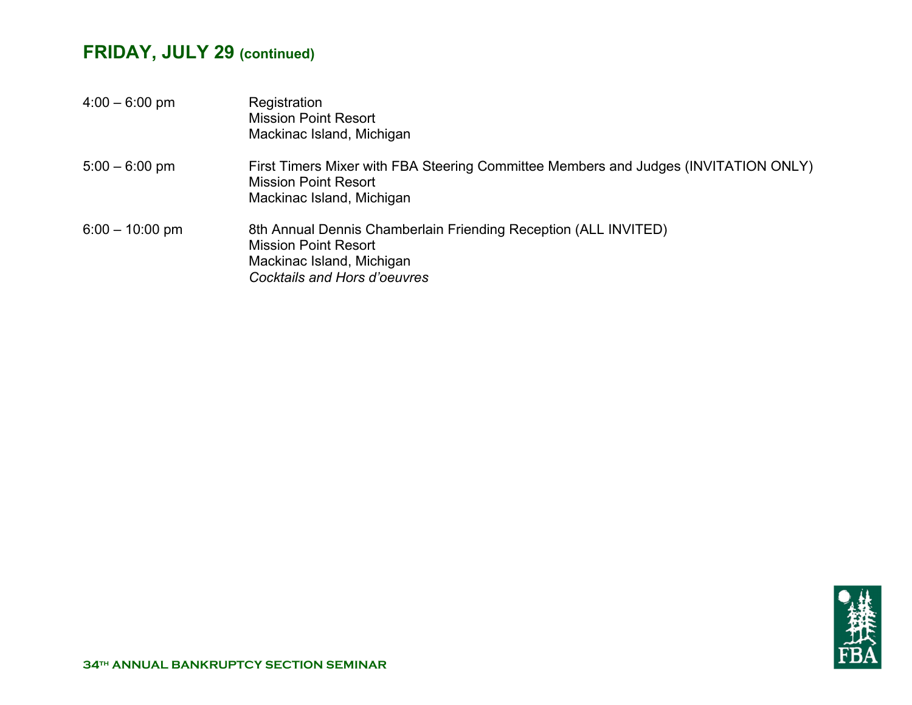## FRIDAY, JULY 29 (continued)

| | |
|---|---|
| 4:00 – 6:00 pm | Registration<br>Mission Point Resort<br>Mackinac Island, Michigan |
| 5:00 – 6:00 pm | First Timers Mixer with FBA Steering Committee Members and Judges (INVITATION ONLY)<br>Mission Point Resort<br>Mackinac Island, Michigan |
| 6:00 – 10:00 pm | 8th Annual Dennis Chamberlain Friending Reception (ALL INVITED)<br>Mission Point Resort<br>Mackinac Island, Michigan<br>*Cocktails and Hors d'oeuvres* |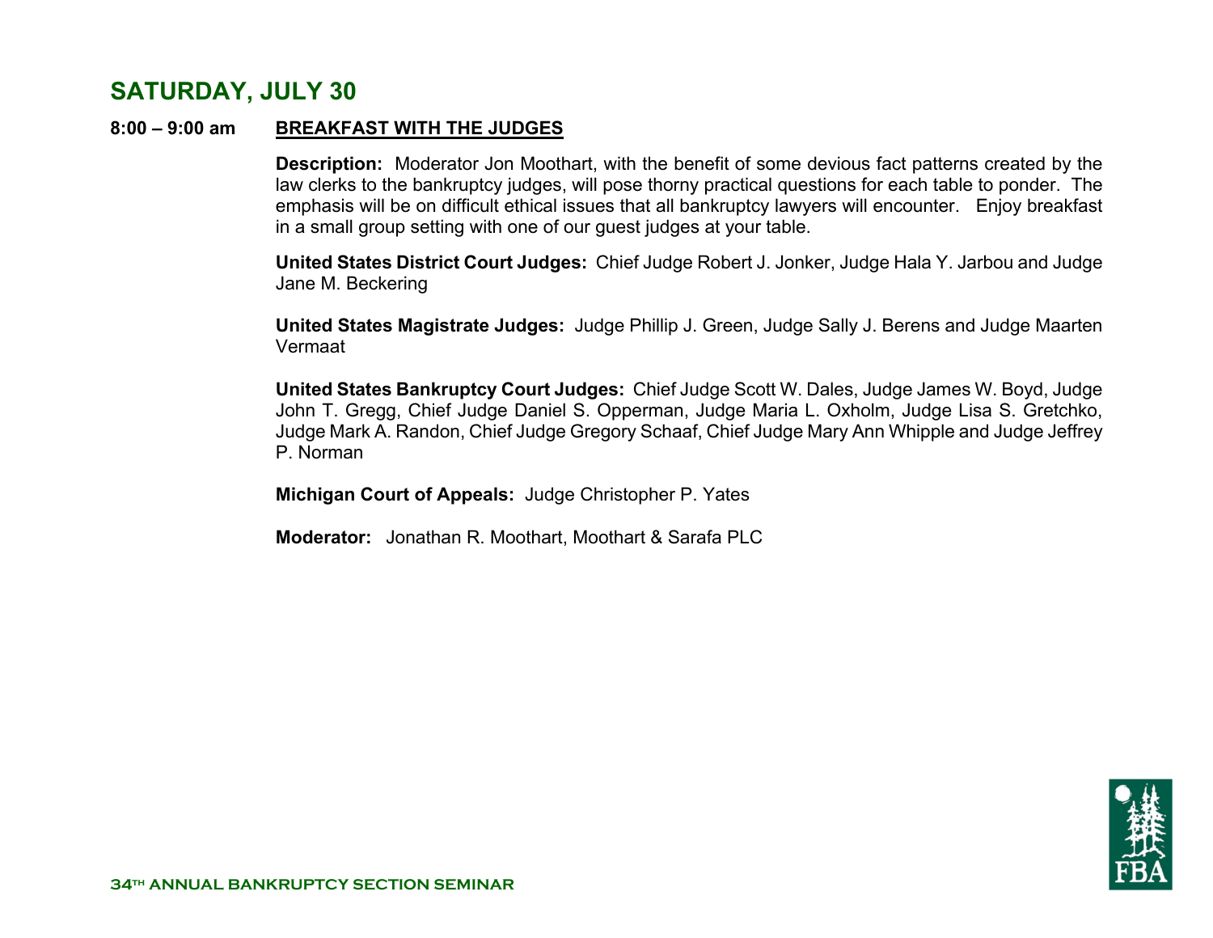## SATURDAY, JULY 30

**8:00 – 9:00 am** **BREAKFAST WITH THE JUDGES**

**Description:** Moderator Jon Moothart, with the benefit of some devious fact patterns created by the law clerks to the bankruptcy judges, will pose thorny practical questions for each table to ponder. The emphasis will be on difficult ethical issues that all bankruptcy lawyers will encounter. Enjoy breakfast in a small group setting with one of our guest judges at your table.

**United States District Court Judges:** Chief Judge Robert J. Jonker, Judge Hala Y. Jarbou and Judge Jane M. Beckering

**United States Magistrate Judges:** Judge Phillip J. Green, Judge Sally J. Berens and Judge Maarten Vermaat

**United States Bankruptcy Court Judges:** Chief Judge Scott W. Dales, Judge James W. Boyd, Judge John T. Gregg, Chief Judge Daniel S. Opperman, Judge Maria L. Oxholm, Judge Lisa S. Gretchko, Judge Mark A. Randon, Chief Judge Gregory Schaaf, Chief Judge Mary Ann Whipple and Judge Jeffrey P. Norman

**Michigan Court of Appeals:** Judge Christopher P. Yates

**Moderator:** Jonathan R. Moothart, Moothart & Sarafa PLC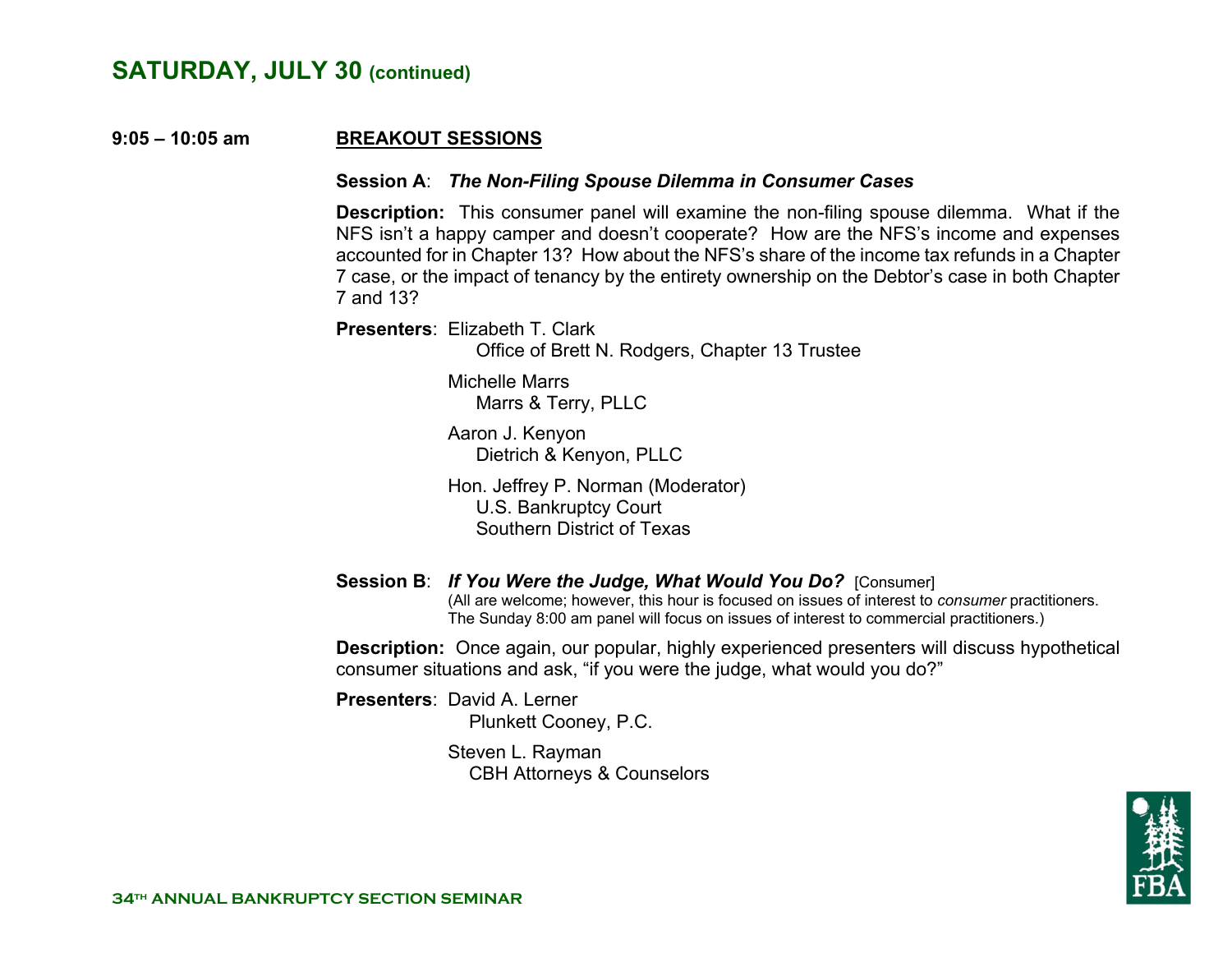## SATURDAY, JULY 30 (continued)

**9:05 – 10:05 am** **BREAKOUT SESSIONS**

**Session A**: ***The Non-Filing Spouse Dilemma in Consumer Cases***

**Description:** This consumer panel will examine the non-filing spouse dilemma. What if the NFS isn't a happy camper and doesn't cooperate? How are the NFS's income and expenses accounted for in Chapter 13? How about the NFS's share of the income tax refunds in a Chapter 7 case, or the impact of tenancy by the entirety ownership on the Debtor's case in both Chapter 7 and 13?

**Presenters**: Elizabeth T. Clark
Office of Brett N. Rodgers, Chapter 13 Trustee

Michelle Marrs
Marrs & Terry, PLLC

Aaron J. Kenyon
Dietrich & Kenyon, PLLC

Hon. Jeffrey P. Norman (Moderator)
U.S. Bankruptcy Court
Southern District of Texas

**Session B**: ***If You Were the Judge, What Would You Do?*** [Consumer]
(All are welcome; however, this hour is focused on issues of interest to *consumer* practitioners. The Sunday 8:00 am panel will focus on issues of interest to commercial practitioners.)

**Description:** Once again, our popular, highly experienced presenters will discuss hypothetical consumer situations and ask, "if you were the judge, what would you do?"

**Presenters**: David A. Lerner
Plunkett Cooney, P.C.

Steven L. Rayman
CBH Attorneys & Counselors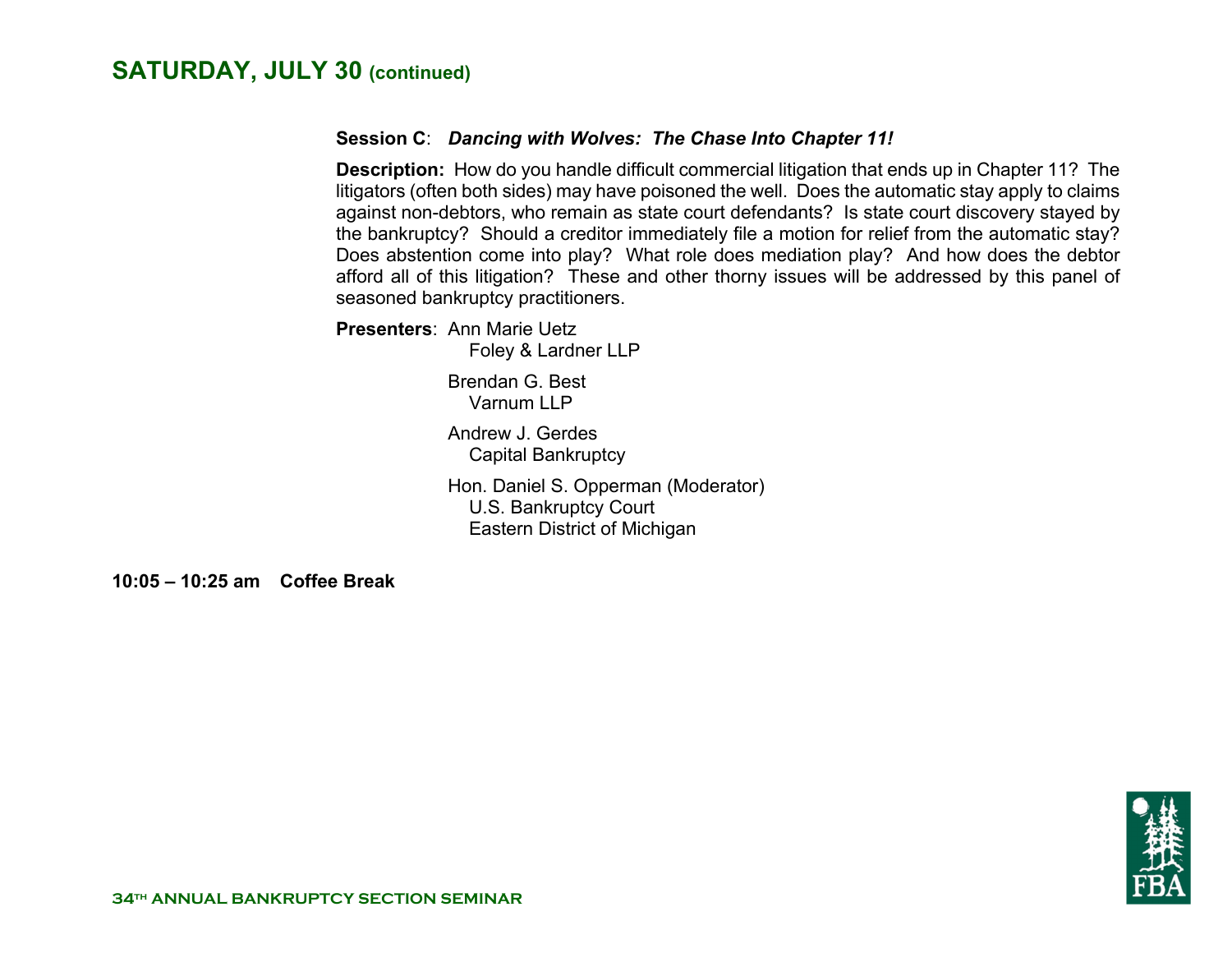## SATURDAY, JULY 30 (continued)

**Session C**: ***Dancing with Wolves: The Chase Into Chapter 11!***

**Description:** How do you handle difficult commercial litigation that ends up in Chapter 11? The litigators (often both sides) may have poisoned the well. Does the automatic stay apply to claims against non-debtors, who remain as state court defendants? Is state court discovery stayed by the bankruptcy? Should a creditor immediately file a motion for relief from the automatic stay? Does abstention come into play? What role does mediation play? And how does the debtor afford all of this litigation? These and other thorny issues will be addressed by this panel of seasoned bankruptcy practitioners.

**Presenters**: Ann Marie Uetz
Foley & Lardner LLP

Brendan G. Best
Varnum LLP

Andrew J. Gerdes
Capital Bankruptcy

Hon. Daniel S. Opperman (Moderator)
U.S. Bankruptcy Court
Eastern District of Michigan

**10:05 – 10:25 am Coffee Break**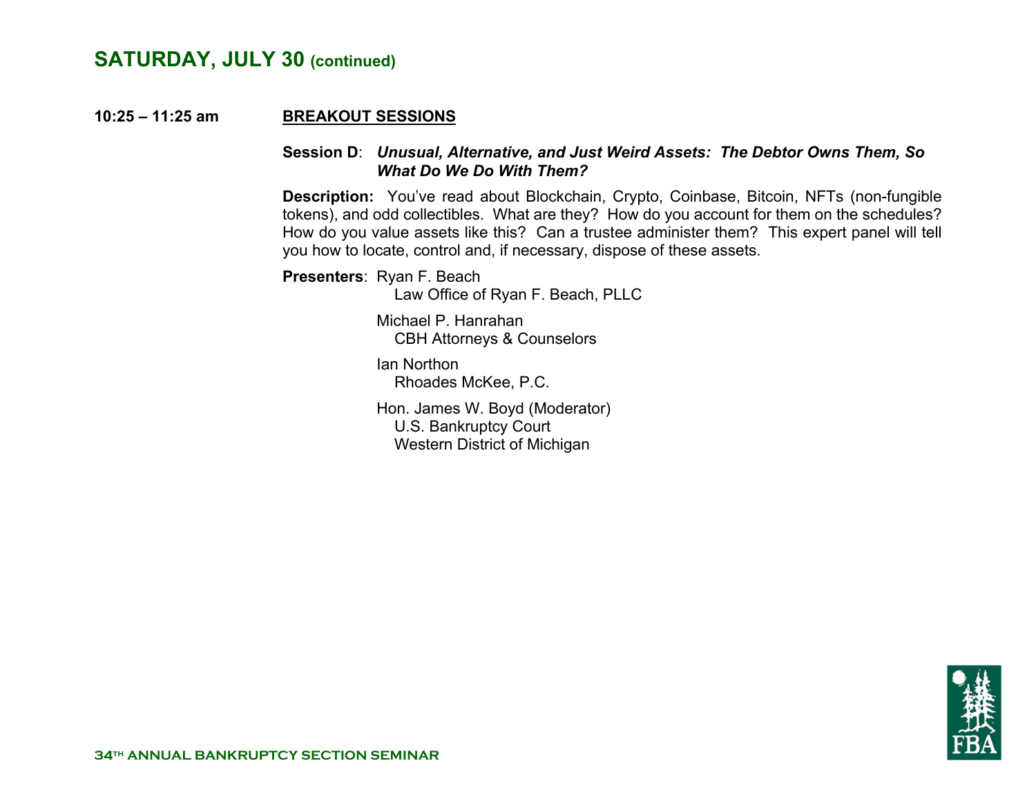## SATURDAY, JULY 30 (continued)

**10:25 – 11:25 am** **BREAKOUT SESSIONS**

**Session D**: ***Unusual, Alternative, and Just Weird Assets: The Debtor Owns Them, So What Do We Do With Them?***

**Description:** You've read about Blockchain, Crypto, Coinbase, Bitcoin, NFTs (non-fungible tokens), and odd collectibles. What are they? How do you account for them on the schedules? How do you value assets like this? Can a trustee administer them? This expert panel will tell you how to locate, control and, if necessary, dispose of these assets.

**Presenters**: Ryan F. Beach
Law Office of Ryan F. Beach, PLLC

Michael P. Hanrahan
CBH Attorneys & Counselors

Ian Northon
Rhoades McKee, P.C.

Hon. James W. Boyd (Moderator)
U.S. Bankruptcy Court
Western District of Michigan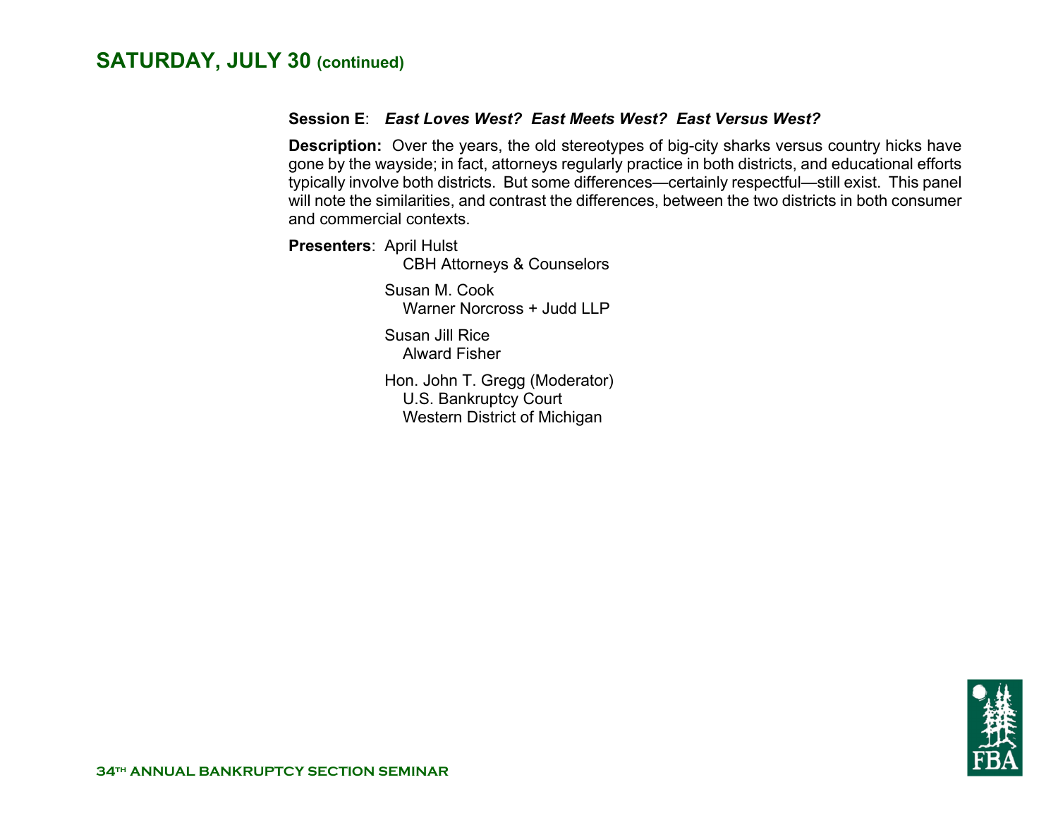## SATURDAY, JULY 30 (continued)

**Session E**: ***East Loves West? East Meets West? East Versus West?***

**Description:** Over the years, the old stereotypes of big-city sharks versus country hicks have gone by the wayside; in fact, attorneys regularly practice in both districts, and educational efforts typically involve both districts. But some differences—certainly respectful—still exist. This panel will note the similarities, and contrast the differences, between the two districts in both consumer and commercial contexts.

**Presenters**: April Hulst
CBH Attorneys & Counselors

Susan M. Cook
Warner Norcross + Judd LLP

Susan Jill Rice
Alward Fisher

Hon. John T. Gregg (Moderator)
U.S. Bankruptcy Court
Western District of Michigan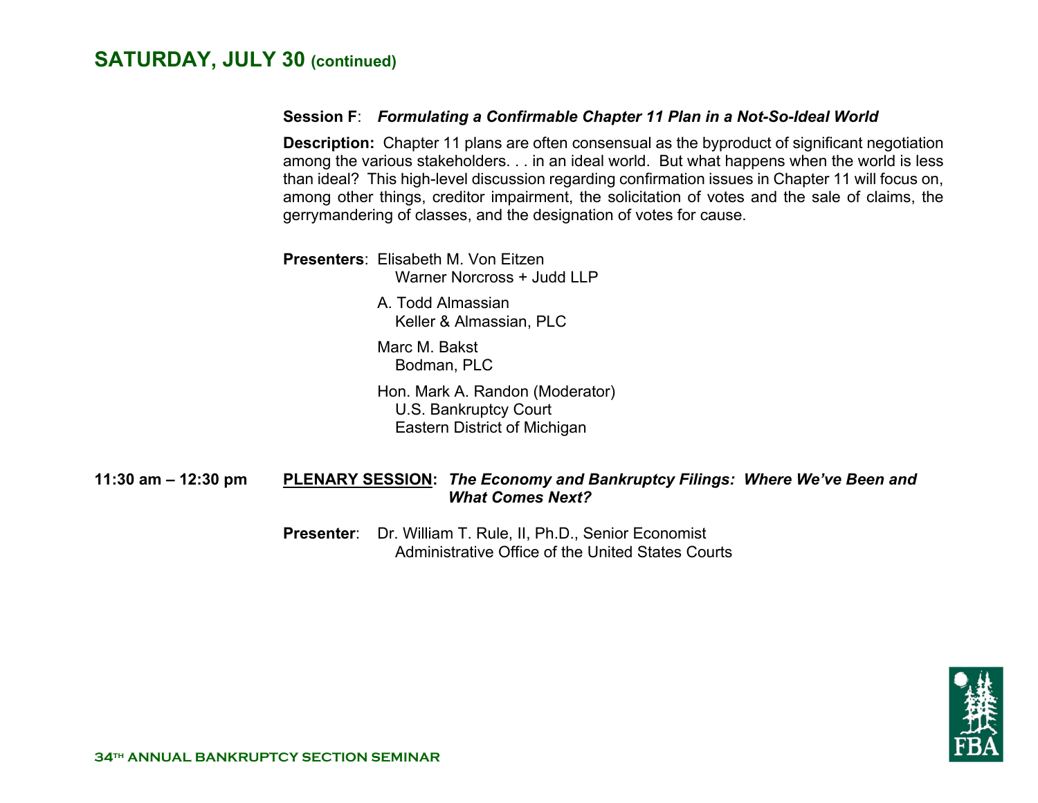## SATURDAY, JULY 30 (continued)

**Session F**: ***Formulating a Confirmable Chapter 11 Plan in a Not-So-Ideal World***

**Description:** Chapter 11 plans are often consensual as the byproduct of significant negotiation among the various stakeholders. . . in an ideal world. But what happens when the world is less than ideal? This high-level discussion regarding confirmation issues in Chapter 11 will focus on, among other things, creditor impairment, the solicitation of votes and the sale of claims, the gerrymandering of classes, and the designation of votes for cause.

**Presenters**:

Elisabeth M. Von Eitzen
Warner Norcross + Judd LLP

A. Todd Almassian
Keller & Almassian, PLC

Marc M. Bakst
Bodman, PLC

Hon. Mark A. Randon (Moderator)
U.S. Bankruptcy Court
Eastern District of Michigan

**11:30 am – 12:30 pm** **PLENARY SESSION:** ***The Economy and Bankruptcy Filings: Where We've Been and What Comes Next?***

**Presenter**: Dr. William T. Rule, II, Ph.D., Senior Economist
Administrative Office of the United States Courts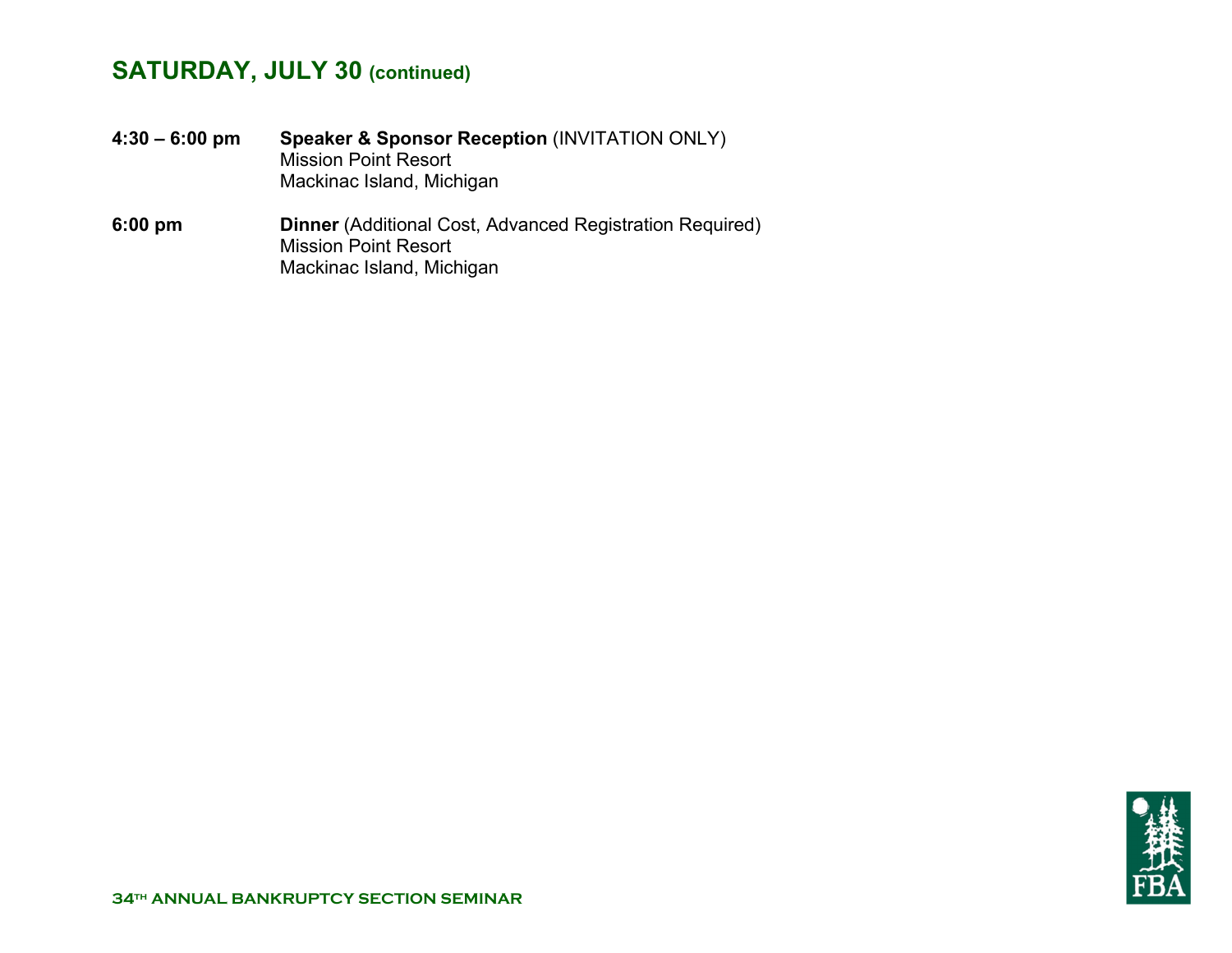## SATURDAY, JULY 30 (continued)

**4:30 – 6:00 pm** **Speaker & Sponsor Reception** (INVITATION ONLY)
Mission Point Resort
Mackinac Island, Michigan

**6:00 pm** **Dinner** (Additional Cost, Advanced Registration Required)
Mission Point Resort
Mackinac Island, Michigan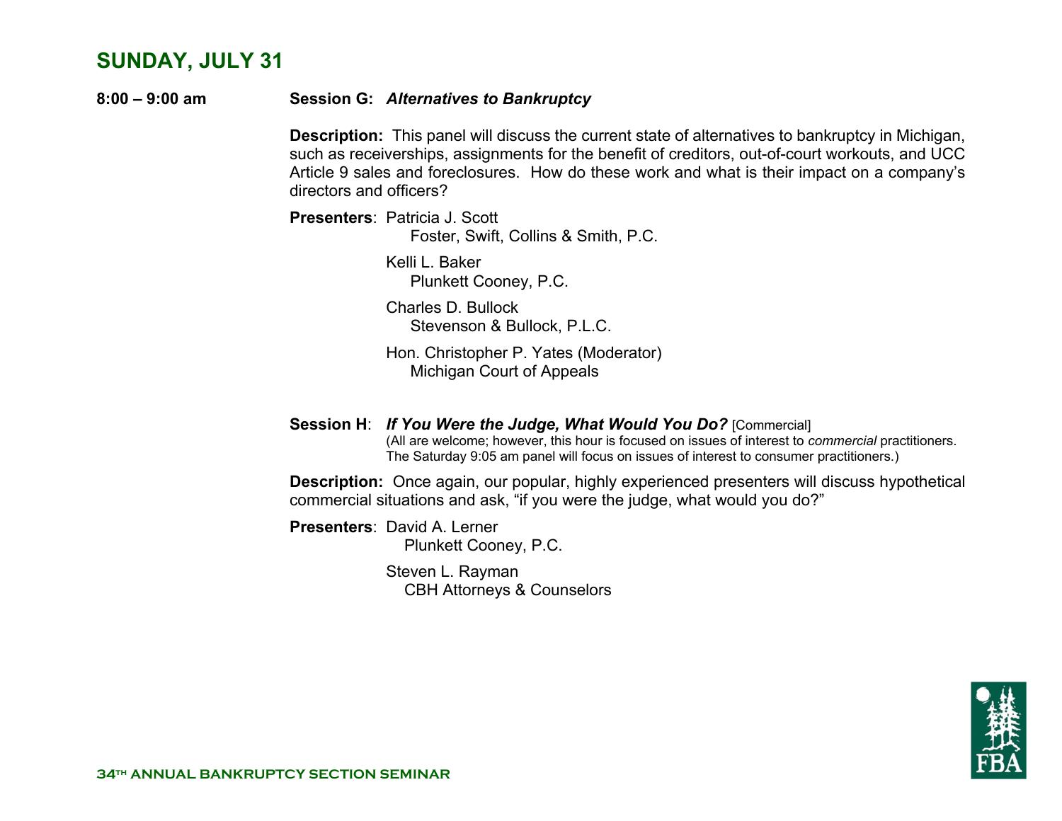## SUNDAY, JULY 31

**8:00 – 9:00 am**

**Session G:** ***Alternatives to Bankruptcy***

**Description:** This panel will discuss the current state of alternatives to bankruptcy in Michigan, such as receiverships, assignments for the benefit of creditors, out-of-court workouts, and UCC Article 9 sales and foreclosures. How do these work and what is their impact on a company's directors and officers?

**Presenters**: Patricia J. Scott
Foster, Swift, Collins & Smith, P.C.

Kelli L. Baker
Plunkett Cooney, P.C.

Charles D. Bullock
Stevenson & Bullock, P.L.C.

Hon. Christopher P. Yates (Moderator)
Michigan Court of Appeals

**Session H**: ***If You Were the Judge, What Would You Do?*** [Commercial]
(All are welcome; however, this hour is focused on issues of interest to *commercial* practitioners. The Saturday 9:05 am panel will focus on issues of interest to consumer practitioners.)

**Description:** Once again, our popular, highly experienced presenters will discuss hypothetical commercial situations and ask, "if you were the judge, what would you do?"

**Presenters**: David A. Lerner
Plunkett Cooney, P.C.

Steven L. Rayman
CBH Attorneys & Counselors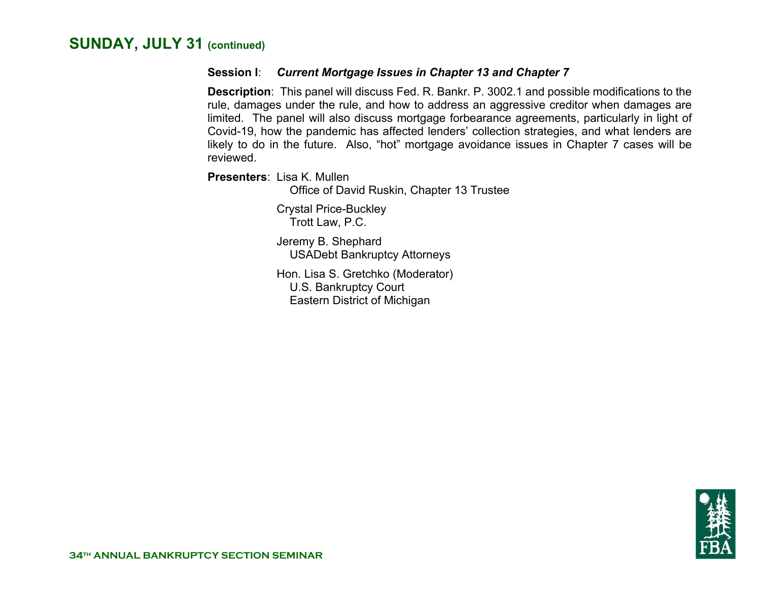## SUNDAY, JULY 31 (continued)

**Session I**: ***Current Mortgage Issues in Chapter 13 and Chapter 7***

**Description**: This panel will discuss Fed. R. Bankr. P. 3002.1 and possible modifications to the rule, damages under the rule, and how to address an aggressive creditor when damages are limited. The panel will also discuss mortgage forbearance agreements, particularly in light of Covid-19, how the pandemic has affected lenders' collection strategies, and what lenders are likely to do in the future. Also, "hot" mortgage avoidance issues in Chapter 7 cases will be reviewed.

**Presenters**:

Lisa K. Mullen
Office of David Ruskin, Chapter 13 Trustee

Crystal Price-Buckley
Trott Law, P.C.

Jeremy B. Shephard
USADebt Bankruptcy Attorneys

Hon. Lisa S. Gretchko (Moderator)
U.S. Bankruptcy Court
Eastern District of Michigan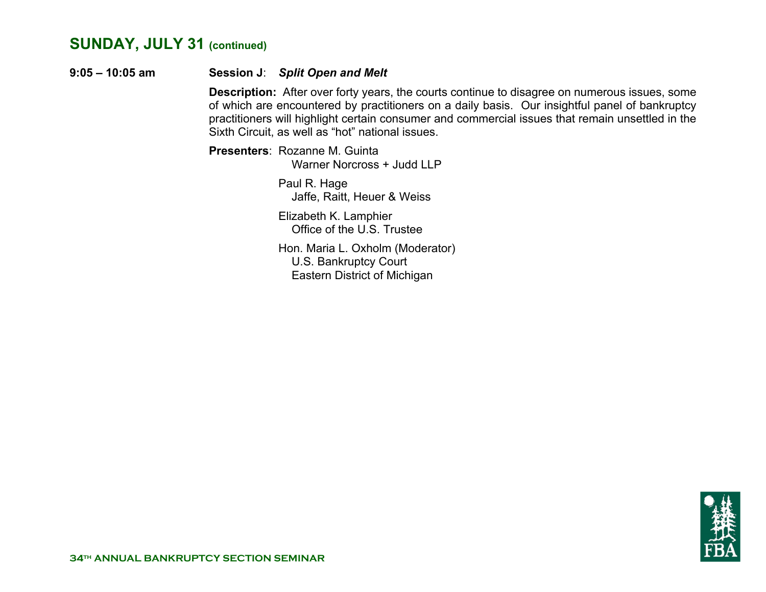## SUNDAY, JULY 31 (continued)

**9:05 – 10:05 am** **Session J**: ***Split Open and Melt***

**Description:** After over forty years, the courts continue to disagree on numerous issues, some of which are encountered by practitioners on a daily basis. Our insightful panel of bankruptcy practitioners will highlight certain consumer and commercial issues that remain unsettled in the Sixth Circuit, as well as "hot" national issues.

**Presenters**: Rozanne M. Guinta
Warner Norcross + Judd LLP

Paul R. Hage
Jaffe, Raitt, Heuer & Weiss

Elizabeth K. Lamphier
Office of the U.S. Trustee

Hon. Maria L. Oxholm (Moderator)
U.S. Bankruptcy Court
Eastern District of Michigan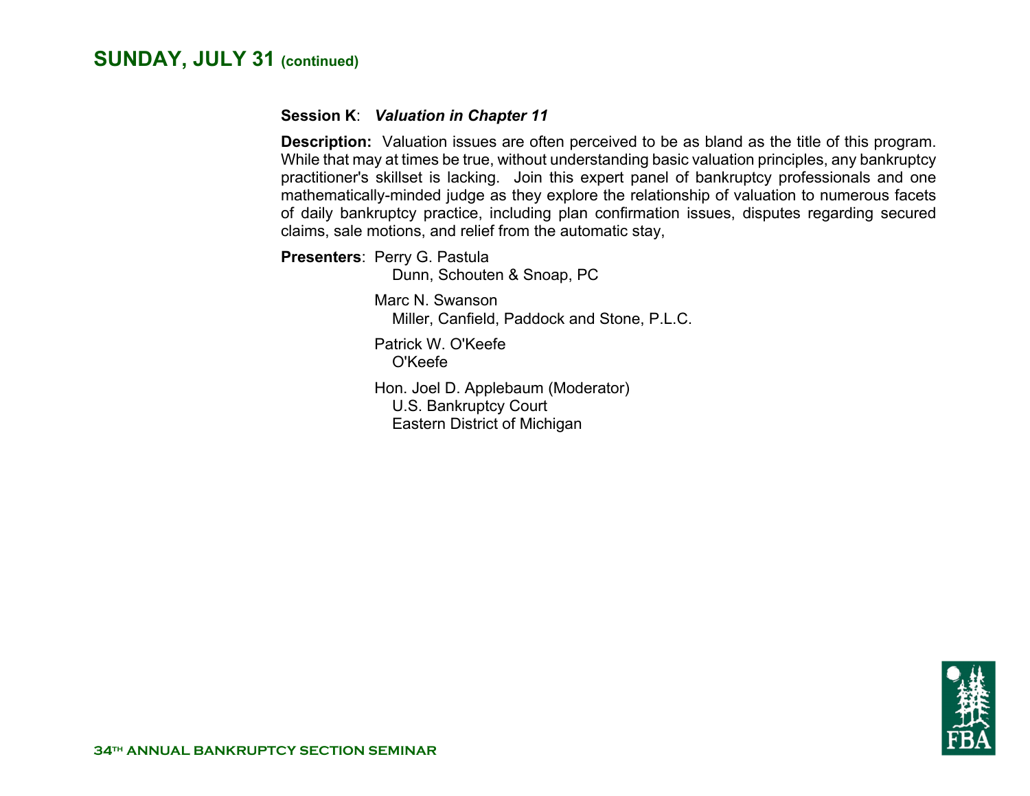## SUNDAY, JULY 31 (continued)

**Session K**: ***Valuation in Chapter 11***

**Description:** Valuation issues are often perceived to be as bland as the title of this program. While that may at times be true, without understanding basic valuation principles, any bankruptcy practitioner's skillset is lacking. Join this expert panel of bankruptcy professionals and one mathematically-minded judge as they explore the relationship of valuation to numerous facets of daily bankruptcy practice, including plan confirmation issues, disputes regarding secured claims, sale motions, and relief from the automatic stay,

**Presenters**: Perry G. Pastula
Dunn, Schouten & Snoap, PC

Marc N. Swanson
Miller, Canfield, Paddock and Stone, P.L.C.

Patrick W. O'Keefe
O'Keefe

Hon. Joel D. Applebaum (Moderator)
U.S. Bankruptcy Court
Eastern District of Michigan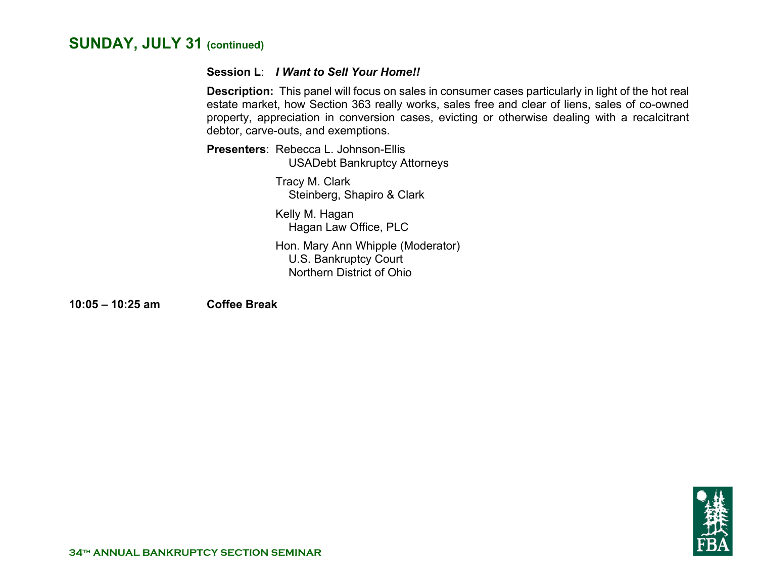## SUNDAY, JULY 31 (continued)

**Session L**: ***I Want to Sell Your Home!!***

**Description:** This panel will focus on sales in consumer cases particularly in light of the hot real estate market, how Section 363 really works, sales free and clear of liens, sales of co-owned property, appreciation in conversion cases, evicting or otherwise dealing with a recalcitrant debtor, carve-outs, and exemptions.

**Presenters**: Rebecca L. Johnson-Ellis
USADebt Bankruptcy Attorneys

Tracy M. Clark
Steinberg, Shapiro & Clark

Kelly M. Hagan
Hagan Law Office, PLC

Hon. Mary Ann Whipple (Moderator)
U.S. Bankruptcy Court
Northern District of Ohio

**10:05 – 10:25 am** **Coffee Break**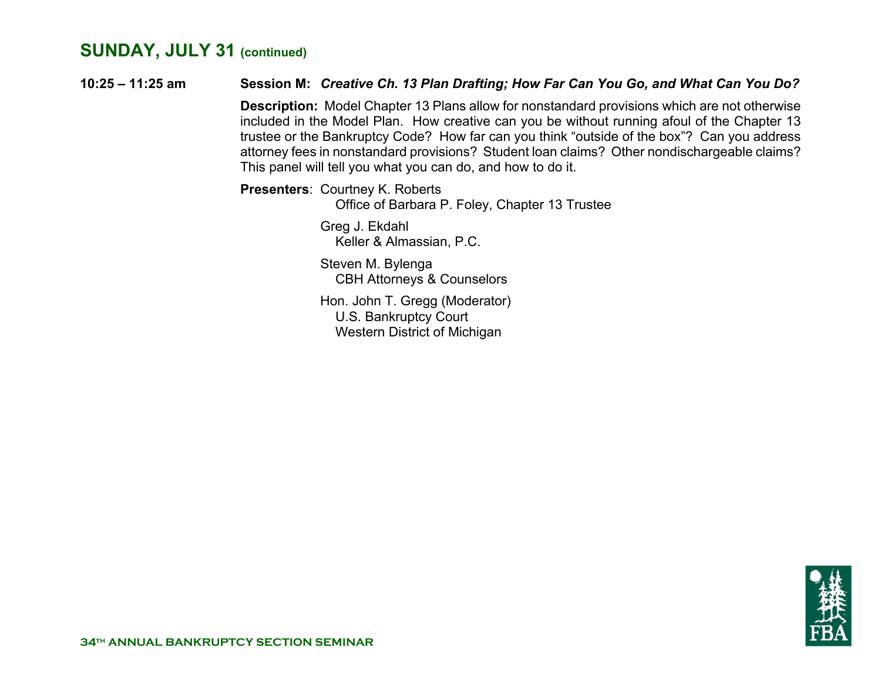## SUNDAY, JULY 31 (continued)

**10:25 – 11:25 am**

**Session M:** ***Creative Ch. 13 Plan Drafting; How Far Can You Go, and What Can You Do?***

**Description:** Model Chapter 13 Plans allow for nonstandard provisions which are not otherwise included in the Model Plan. How creative can you be without running afoul of the Chapter 13 trustee or the Bankruptcy Code? How far can you think "outside of the box"? Can you address attorney fees in nonstandard provisions? Student loan claims? Other nondischargeable claims? This panel will tell you what you can do, and how to do it.

**Presenters**:

Courtney K. Roberts
Office of Barbara P. Foley, Chapter 13 Trustee

Greg J. Ekdahl
Keller & Almassian, P.C.

Steven M. Bylenga
CBH Attorneys & Counselors

Hon. John T. Gregg (Moderator)
U.S. Bankruptcy Court
Western District of Michigan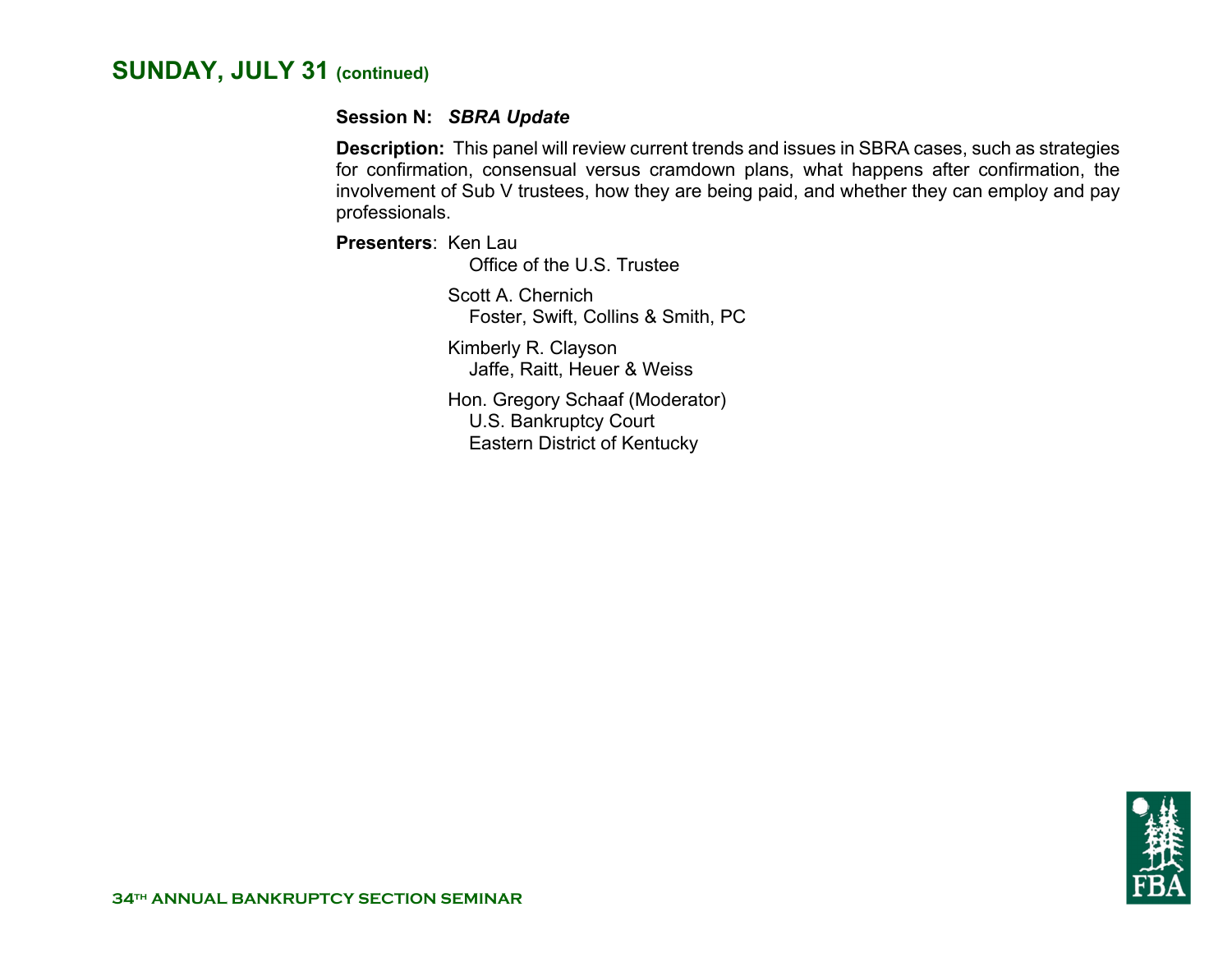## SUNDAY, JULY 31 (continued)

**Session N:** ***SBRA Update***

**Description:** This panel will review current trends and issues in SBRA cases, such as strategies for confirmation, consensual versus cramdown plans, what happens after confirmation, the involvement of Sub V trustees, how they are being paid, and whether they can employ and pay professionals.

**Presenters**: Ken Lau
Office of the U.S. Trustee

Scott A. Chernich
Foster, Swift, Collins & Smith, PC

Kimberly R. Clayson
Jaffe, Raitt, Heuer & Weiss

Hon. Gregory Schaaf (Moderator)
U.S. Bankruptcy Court
Eastern District of Kentucky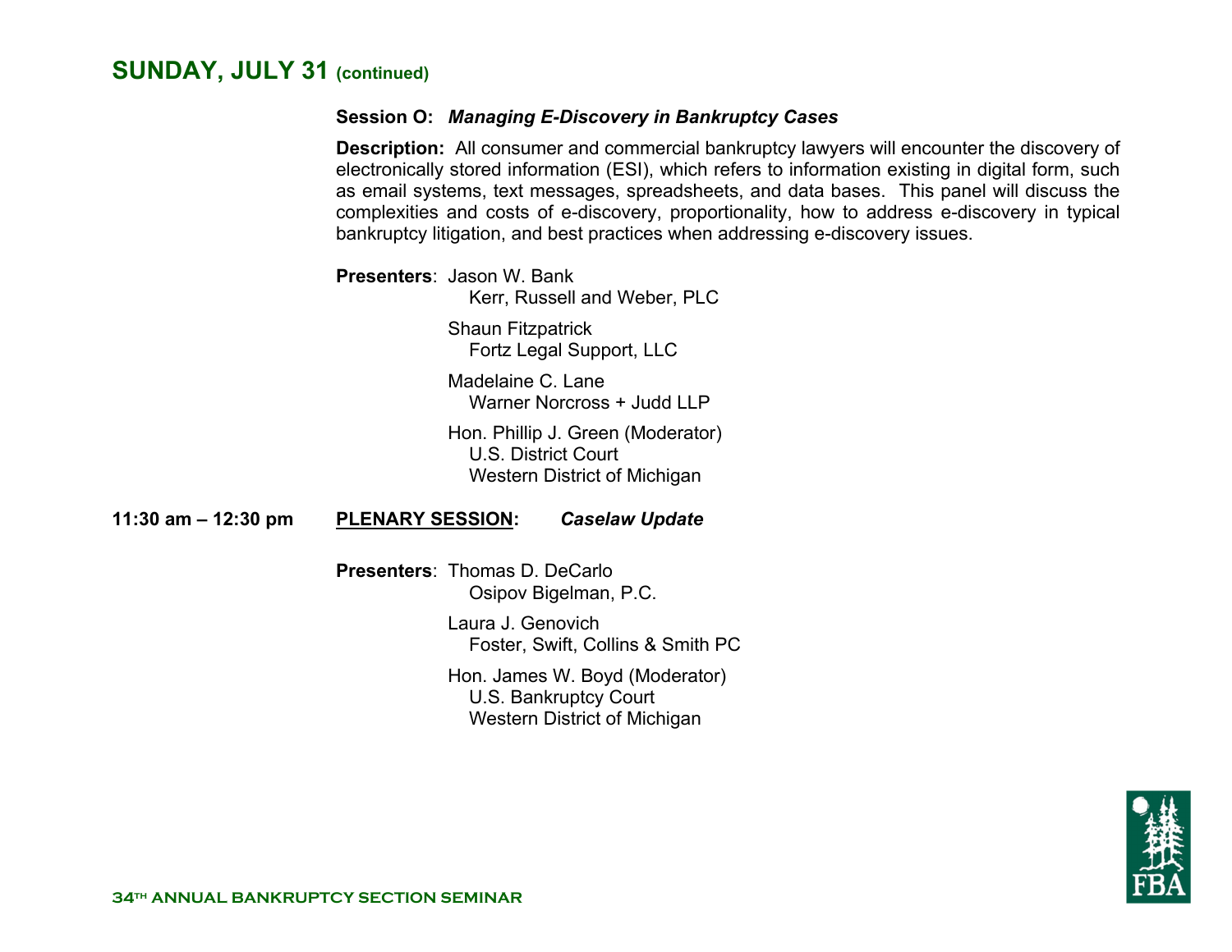## SUNDAY, JULY 31 (continued)

**Session O:** ***Managing E-Discovery in Bankruptcy Cases***

**Description:** All consumer and commercial bankruptcy lawyers will encounter the discovery of electronically stored information (ESI), which refers to information existing in digital form, such as email systems, text messages, spreadsheets, and data bases. This panel will discuss the complexities and costs of e-discovery, proportionality, how to address e-discovery in typical bankruptcy litigation, and best practices when addressing e-discovery issues.

**Presenters**: Jason W. Bank
Kerr, Russell and Weber, PLC

Shaun Fitzpatrick
Fortz Legal Support, LLC

Madelaine C. Lane
Warner Norcross + Judd LLP

Hon. Phillip J. Green (Moderator)
U.S. District Court
Western District of Michigan

**11:30 am – 12:30 pm** **PLENARY SESSION:** ***Caselaw Update***

**Presenters**: Thomas D. DeCarlo
Osipov Bigelman, P.C.

Laura J. Genovich
Foster, Swift, Collins & Smith PC

Hon. James W. Boyd (Moderator)
U.S. Bankruptcy Court
Western District of Michigan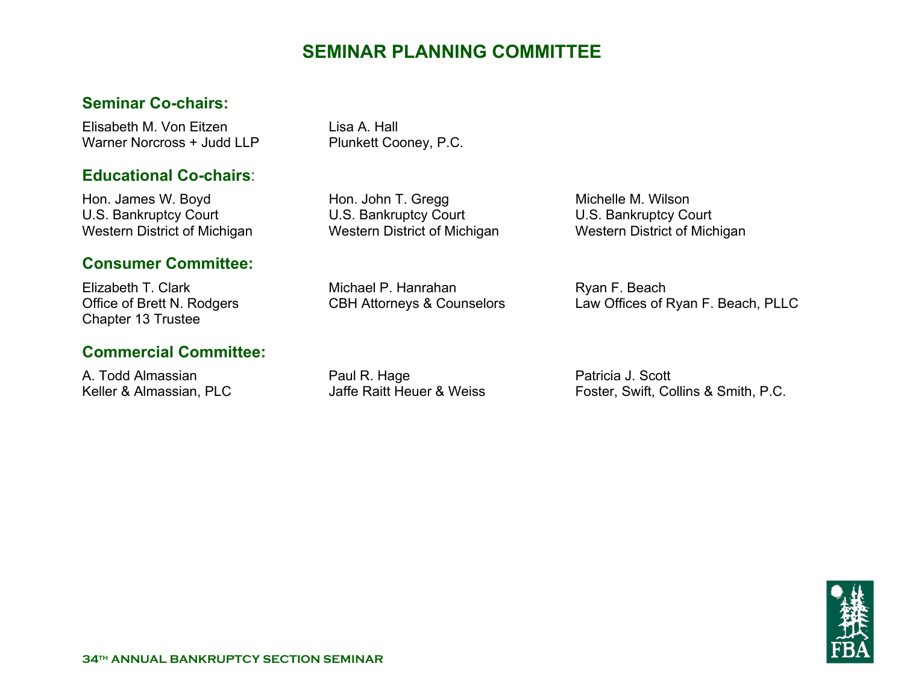# SEMINAR PLANNING COMMITTEE

## Seminar Co-chairs:

Elisabeth M. Von Eitzen
Warner Norcross + Judd LLP

Lisa A. Hall
Plunkett Cooney, P.C.

## Educational Co-chairs:

Hon. James W. Boyd
U.S. Bankruptcy Court
Western District of Michigan

Hon. John T. Gregg
U.S. Bankruptcy Court
Western District of Michigan

Michelle M. Wilson
U.S. Bankruptcy Court
Western District of Michigan

## Consumer Committee:

Elizabeth T. Clark
Office of Brett N. Rodgers
Chapter 13 Trustee

Michael P. Hanrahan
CBH Attorneys & Counselors

Ryan F. Beach
Law Offices of Ryan F. Beach, PLLC

## Commercial Committee:

A. Todd Almassian
Keller & Almassian, PLC

Paul R. Hage
Jaffe Raitt Heuer & Weiss

Patricia J. Scott
Foster, Swift, Collins & Smith, P.C.